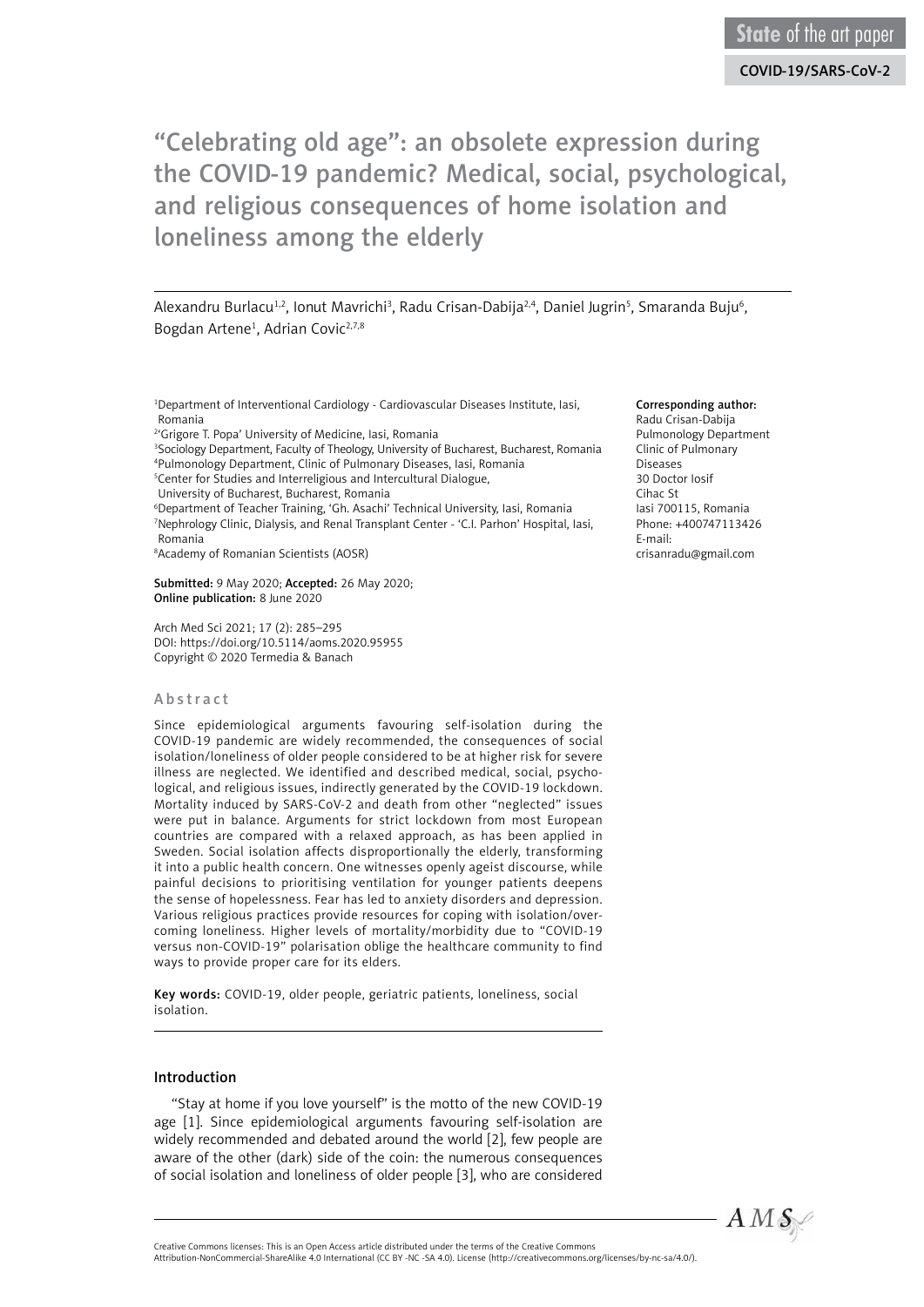State of the art paper

COVID-19/SARS-CoV-2

# "Celebrating old age": an obsolete expression during the COVID-19 pandemic? Medical, social, psychological, and religious consequences of home isolation and loneliness among the elderly

Alexandru Burlacu[1,2], Ionut Mavrichi[3], Radu Crisan-Dabija[2,4], Daniel Jugrin[5], Smaranda Buju[6], Bogdan Artene[1], Adrian Covic[2,7,8]

[1]Department of Interventional Cardiology - Cardiovascular Diseases Institute, Iasi, Romania
[2]'Grigore T. Popa' University of Medicine, Iasi, Romania
[3]Sociology Department, Faculty of Theology, University of Bucharest, Bucharest, Romania
[4]Pulmonology Department, Clinic of Pulmonary Diseases, Iasi, Romania
[5]Center for Studies and Interreligious and Intercultural Dialogue, University of Bucharest, Bucharest, Romania
[6]Department of Teacher Training, 'Gh. Asachi' Technical University, Iasi, Romania
[7]Nephrology Clinic, Dialysis, and Renal Transplant Center - 'C.I. Parhon' Hospital, Iasi, Romania
[8]Academy of Romanian Scientists (AOSR)

**Corresponding author:**
Radu Crisan-Dabija
Pulmonology Department
Clinic of Pulmonary Diseases
30 Doctor Iosif Cihac St
Iasi 700115, Romania
Phone: +400747113426
E-mail: crisanradu@gmail.com

**Submitted:** 9 May 2020; **Accepted:** 26 May 2020;
**Online publication:** 8 June 2020

Arch Med Sci 2021; 17 (2): 285–295
DOI: https://doi.org/10.5114/aoms.2020.95955
Copyright © 2020 Termedia & Banach

## Abstract

Since epidemiological arguments favouring self-isolation during the COVID-19 pandemic are widely recommended, the consequences of social isolation/loneliness of older people considered to be at higher risk for severe illness are neglected. We identified and described medical, social, psychological, and religious issues, indirectly generated by the COVID-19 lockdown. Mortality induced by SARS-CoV-2 and death from other "neglected" issues were put in balance. Arguments for strict lockdown from most European countries are compared with a relaxed approach, as has been applied in Sweden. Social isolation affects disproportionally the elderly, transforming it into a public health concern. One witnesses openly ageist discourse, while painful decisions to prioritising ventilation for younger patients deepens the sense of hopelessness. Fear has led to anxiety disorders and depression. Various religious practices provide resources for coping with isolation/overcoming loneliness. Higher levels of mortality/morbidity due to "COVID-19 versus non-COVID-19" polarisation oblige the healthcare community to find ways to provide proper care for its elders.

**Key words:** COVID-19, older people, geriatric patients, loneliness, social isolation.

## Introduction

"Stay at home if you love yourself" is the motto of the new COVID-19 age [1]. Since epidemiological arguments favouring self-isolation are widely recommended and debated around the world [2], few people are aware of the other (dark) side of the coin: the numerous consequences of social isolation and loneliness of older people [3], who are considered

Creative Commons licenses: This is an Open Access article distributed under the terms of the Creative Commons Attribution-NonCommercial-ShareAlike 4.0 International (CC BY -NC -SA 4.0). License (http://creativecommons.org/licenses/by-nc-sa/4.0/).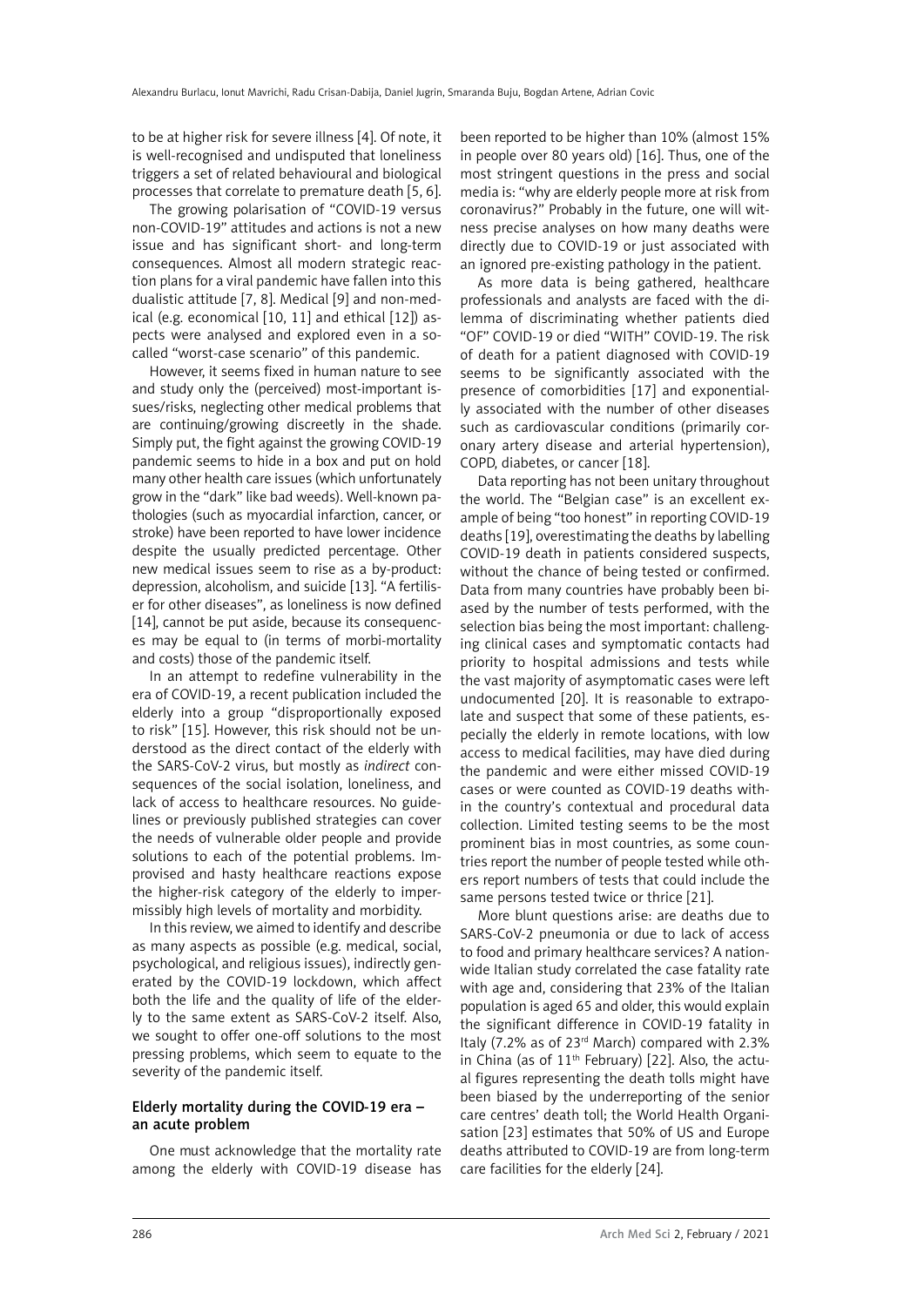to be at higher risk for severe illness [4]. Of note, it is well-recognised and undisputed that loneliness triggers a set of related behavioural and biological processes that correlate to premature death [5, 6].

The growing polarisation of "COVID-19 versus non-COVID-19" attitudes and actions is not a new issue and has significant short- and long-term consequences. Almost all modern strategic reaction plans for a viral pandemic have fallen into this dualistic attitude [7, 8]. Medical [9] and non-medical (e.g. economical [10, 11] and ethical [12]) aspects were analysed and explored even in a so-called "worst-case scenario" of this pandemic.

However, it seems fixed in human nature to see and study only the (perceived) most-important issues/risks, neglecting other medical problems that are continuing/growing discreetly in the shade. Simply put, the fight against the growing COVID-19 pandemic seems to hide in a box and put on hold many other health care issues (which unfortunately grow in the "dark" like bad weeds). Well-known pathologies (such as myocardial infarction, cancer, or stroke) have been reported to have lower incidence despite the usually predicted percentage. Other new medical issues seem to rise as a by-product: depression, alcoholism, and suicide [13]. "A fertiliser for other diseases", as loneliness is now defined [14], cannot be put aside, because its consequences may be equal to (in terms of morbi-mortality and costs) those of the pandemic itself.

In an attempt to redefine vulnerability in the era of COVID-19, a recent publication included the elderly into a group "disproportionally exposed to risk" [15]. However, this risk should not be understood as the direct contact of the elderly with the SARS-CoV-2 virus, but mostly as *indirect* consequences of the social isolation, loneliness, and lack of access to healthcare resources. No guidelines or previously published strategies can cover the needs of vulnerable older people and provide solutions to each of the potential problems. Improvised and hasty healthcare reactions expose the higher-risk category of the elderly to impermissibly high levels of mortality and morbidity.

In this review, we aimed to identify and describe as many aspects as possible (e.g. medical, social, psychological, and religious issues), indirectly generated by the COVID-19 lockdown, which affect both the life and the quality of life of the elderly to the same extent as SARS-CoV-2 itself. Also, we sought to offer one-off solutions to the most pressing problems, which seem to equate to the severity of the pandemic itself.

## Elderly mortality during the COVID-19 era – an acute problem

One must acknowledge that the mortality rate among the elderly with COVID-19 disease has been reported to be higher than 10% (almost 15% in people over 80 years old) [16]. Thus, one of the most stringent questions in the press and social media is: "why are elderly people more at risk from coronavirus?" Probably in the future, one will witness precise analyses on how many deaths were directly due to COVID-19 or just associated with an ignored pre-existing pathology in the patient.

As more data is being gathered, healthcare professionals and analysts are faced with the dilemma of discriminating whether patients died "OF" COVID-19 or died "WITH" COVID-19. The risk of death for a patient diagnosed with COVID-19 seems to be significantly associated with the presence of comorbidities [17] and exponentially associated with the number of other diseases such as cardiovascular conditions (primarily coronary artery disease and arterial hypertension), COPD, diabetes, or cancer [18].

Data reporting has not been unitary throughout the world. The "Belgian case" is an excellent example of being "too honest" in reporting COVID-19 deaths [19], overestimating the deaths by labelling COVID-19 death in patients considered suspects, without the chance of being tested or confirmed. Data from many countries have probably been biased by the number of tests performed, with the selection bias being the most important: challenging clinical cases and symptomatic contacts had priority to hospital admissions and tests while the vast majority of asymptomatic cases were left undocumented [20]. It is reasonable to extrapolate and suspect that some of these patients, especially the elderly in remote locations, with low access to medical facilities, may have died during the pandemic and were either missed COVID-19 cases or were counted as COVID-19 deaths within the country's contextual and procedural data collection. Limited testing seems to be the most prominent bias in most countries, as some countries report the number of people tested while others report numbers of tests that could include the same persons tested twice or thrice [21].

More blunt questions arise: are deaths due to SARS-CoV-2 pneumonia or due to lack of access to food and primary healthcare services? A nationwide Italian study correlated the case fatality rate with age and, considering that 23% of the Italian population is aged 65 and older, this would explain the significant difference in COVID-19 fatality in Italy (7.2% as of 23rd March) compared with 2.3% in China (as of 11th February) [22]. Also, the actual figures representing the death tolls might have been biased by the underreporting of the senior care centres' death toll; the World Health Organisation [23] estimates that 50% of US and Europe deaths attributed to COVID-19 are from long-term care facilities for the elderly [24].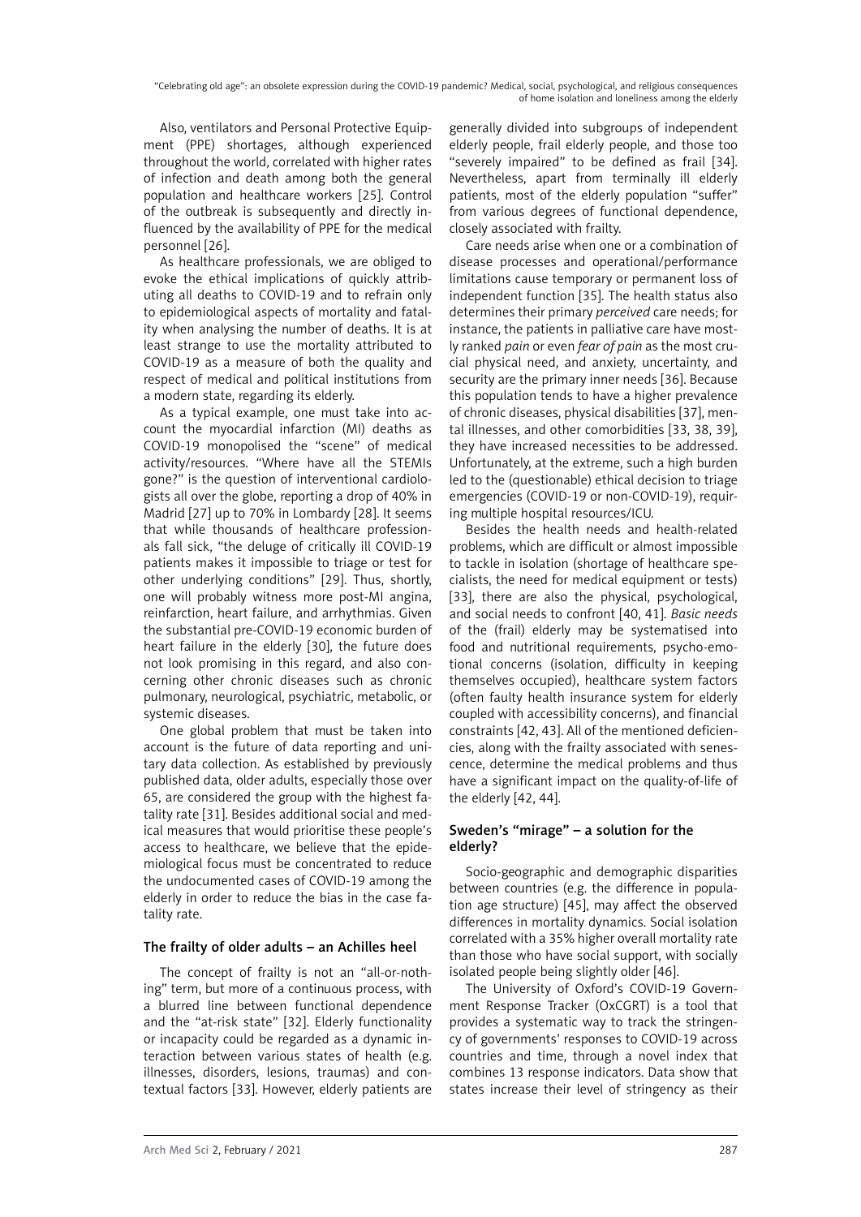Also, ventilators and Personal Protective Equipment (PPE) shortages, although experienced throughout the world, correlated with higher rates of infection and death among both the general population and healthcare workers [25]. Control of the outbreak is subsequently and directly influenced by the availability of PPE for the medical personnel [26].

As healthcare professionals, we are obliged to evoke the ethical implications of quickly attributing all deaths to COVID-19 and to refrain only to epidemiological aspects of mortality and fatality when analysing the number of deaths. It is at least strange to use the mortality attributed to COVID-19 as a measure of both the quality and respect of medical and political institutions from a modern state, regarding its elderly.

As a typical example, one must take into account the myocardial infarction (MI) deaths as COVID-19 monopolised the "scene" of medical activity/resources. "Where have all the STEMIs gone?" is the question of interventional cardiologists all over the globe, reporting a drop of 40% in Madrid [27] up to 70% in Lombardy [28]. It seems that while thousands of healthcare professionals fall sick, "the deluge of critically ill COVID-19 patients makes it impossible to triage or test for other underlying conditions" [29]. Thus, shortly, one will probably witness more post-MI angina, reinfarction, heart failure, and arrhythmias. Given the substantial pre-COVID-19 economic burden of heart failure in the elderly [30], the future does not look promising in this regard, and also concerning other chronic diseases such as chronic pulmonary, neurological, psychiatric, metabolic, or systemic diseases.

One global problem that must be taken into account is the future of data reporting and unitary data collection. As established by previously published data, older adults, especially those over 65, are considered the group with the highest fatality rate [31]. Besides additional social and medical measures that would prioritise these people's access to healthcare, we believe that the epidemiological focus must be concentrated to reduce the undocumented cases of COVID-19 among the elderly in order to reduce the bias in the case fatality rate.

## The frailty of older adults – an Achilles heel

The concept of frailty is not an "all-or-nothing" term, but more of a continuous process, with a blurred line between functional dependence and the "at-risk state" [32]. Elderly functionality or incapacity could be regarded as a dynamic interaction between various states of health (e.g. illnesses, disorders, lesions, traumas) and contextual factors [33]. However, elderly patients are generally divided into subgroups of independent elderly people, frail elderly people, and those too "severely impaired" to be defined as frail [34]. Nevertheless, apart from terminally ill elderly patients, most of the elderly population "suffer" from various degrees of functional dependence, closely associated with frailty.

Care needs arise when one or a combination of disease processes and operational/performance limitations cause temporary or permanent loss of independent function [35]. The health status also determines their primary *perceived* care needs; for instance, the patients in palliative care have mostly ranked *pain* or even *fear of pain* as the most crucial physical need, and anxiety, uncertainty, and security are the primary inner needs [36]. Because this population tends to have a higher prevalence of chronic diseases, physical disabilities [37], mental illnesses, and other comorbidities [33, 38, 39], they have increased necessities to be addressed. Unfortunately, at the extreme, such a high burden led to the (questionable) ethical decision to triage emergencies (COVID-19 or non-COVID-19), requiring multiple hospital resources/ICU.

Besides the health needs and health-related problems, which are difficult or almost impossible to tackle in isolation (shortage of healthcare specialists, the need for medical equipment or tests) [33], there are also the physical, psychological, and social needs to confront [40, 41]. *Basic needs* of the (frail) elderly may be systematised into food and nutritional requirements, psycho-emotional concerns (isolation, difficulty in keeping themselves occupied), healthcare system factors (often faulty health insurance system for elderly coupled with accessibility concerns), and financial constraints [42, 43]. All of the mentioned deficiencies, along with the frailty associated with senescence, determine the medical problems and thus have a significant impact on the quality-of-life of the elderly [42, 44].

## Sweden's "mirage" – a solution for the elderly?

Socio-geographic and demographic disparities between countries (e.g. the difference in population age structure) [45], may affect the observed differences in mortality dynamics. Social isolation correlated with a 35% higher overall mortality rate than those who have social support, with socially isolated people being slightly older [46].

The University of Oxford's COVID-19 Government Response Tracker (OxCGRT) is a tool that provides a systematic way to track the stringency of governments' responses to COVID-19 across countries and time, through a novel index that combines 13 response indicators. Data show that states increase their level of stringency as their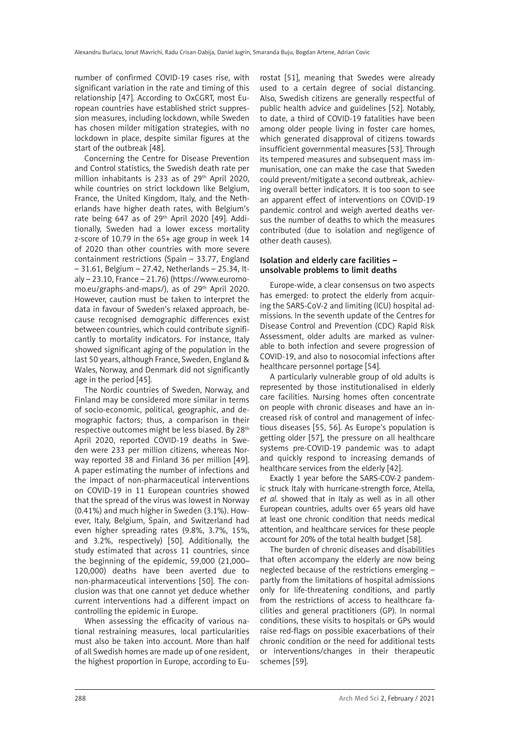number of confirmed COVID-19 cases rise, with significant variation in the rate and timing of this relationship [47]. According to OxCGRT, most European countries have established strict suppression measures, including lockdown, while Sweden has chosen milder mitigation strategies, with no lockdown in place, despite similar figures at the start of the outbreak [48].

Concerning the Centre for Disease Prevention and Control statistics, the Swedish death rate per million inhabitants is 233 as of 29th April 2020, while countries on strict lockdown like Belgium, France, the United Kingdom, Italy, and the Netherlands have higher death rates, with Belgium's rate being 647 as of 29th April 2020 [49]. Additionally, Sweden had a lower excess mortality z-score of 10.79 in the 65+ age group in week 14 of 2020 than other countries with more severe containment restrictions (Spain – 33.77, England – 31.61, Belgium – 27.42, Netherlands – 25.34, Italy – 23.10, France – 21.76) (https://www.euromomo.eu/graphs-and-maps/), as of 29th April 2020. However, caution must be taken to interpret the data in favour of Sweden's relaxed approach, because recognised demographic differences exist between countries, which could contribute significantly to mortality indicators. For instance, Italy showed significant aging of the population in the last 50 years, although France, Sweden, England & Wales, Norway, and Denmark did not significantly age in the period [45].

The Nordic countries of Sweden, Norway, and Finland may be considered more similar in terms of socio-economic, political, geographic, and demographic factors; thus, a comparison in their respective outcomes might be less biased. By 28th April 2020, reported COVID-19 deaths in Sweden were 233 per million citizens, whereas Norway reported 38 and Finland 36 per million [49]. A paper estimating the number of infections and the impact of non-pharmaceutical interventions on COVID-19 in 11 European countries showed that the spread of the virus was lowest in Norway (0.41%) and much higher in Sweden (3.1%). However, Italy, Belgium, Spain, and Switzerland had even higher spreading rates (9.8%, 3.7%, 15%, and 3.2%, respectively) [50]. Additionally, the study estimated that across 11 countries, since the beginning of the epidemic, 59,000 (21,000–120,000) deaths have been averted due to non-pharmaceutical interventions [50]. The conclusion was that one cannot yet deduce whether current interventions had a different impact on controlling the epidemic in Europe.

When assessing the efficacy of various national restraining measures, local particularities must also be taken into account. More than half of all Swedish homes are made up of one resident, the highest proportion in Europe, according to Eurostat [51], meaning that Swedes were already used to a certain degree of social distancing. Also, Swedish citizens are generally respectful of public health advice and guidelines [52]. Notably, to date, a third of COVID-19 fatalities have been among older people living in foster care homes, which generated disapproval of citizens towards insufficient governmental measures [53]. Through its tempered measures and subsequent mass immunisation, one can make the case that Sweden could prevent/mitigate a second outbreak, achieving overall better indicators. It is too soon to see an apparent effect of interventions on COVID-19 pandemic control and weigh averted deaths versus the number of deaths to which the measures contributed (due to isolation and negligence of other death causes).

## Isolation and elderly care facilities – unsolvable problems to limit deaths

Europe-wide, a clear consensus on two aspects has emerged: to protect the elderly from acquiring the SARS-CoV-2 and limiting (ICU) hospital admissions. In the seventh update of the Centres for Disease Control and Prevention (CDC) Rapid Risk Assessment, older adults are marked as vulnerable to both infection and severe progression of COVID-19, and also to nosocomial infections after healthcare personnel portage [54].

A particularly vulnerable group of old adults is represented by those institutionalised in elderly care facilities. Nursing homes often concentrate on people with chronic diseases and have an increased risk of control and management of infectious diseases [55, 56]. As Europe's population is getting older [57], the pressure on all healthcare systems pre-COVID-19 pandemic was to adapt and quickly respond to increasing demands of healthcare services from the elderly [42].

Exactly 1 year before the SARS-COV-2 pandemic struck Italy with hurricane-strength force, Atella, *et al*. showed that in Italy as well as in all other European countries, adults over 65 years old have at least one chronic condition that needs medical attention, and healthcare services for these people account for 20% of the total health budget [58].

The burden of chronic diseases and disabilities that often accompany the elderly are now being neglected because of the restrictions emerging – partly from the limitations of hospital admissions only for life-threatening conditions, and partly from the restrictions of access to healthcare facilities and general practitioners (GP). In normal conditions, these visits to hospitals or GPs would raise red-flags on possible exacerbations of their chronic condition or the need for additional tests or interventions/changes in their therapeutic schemes [59].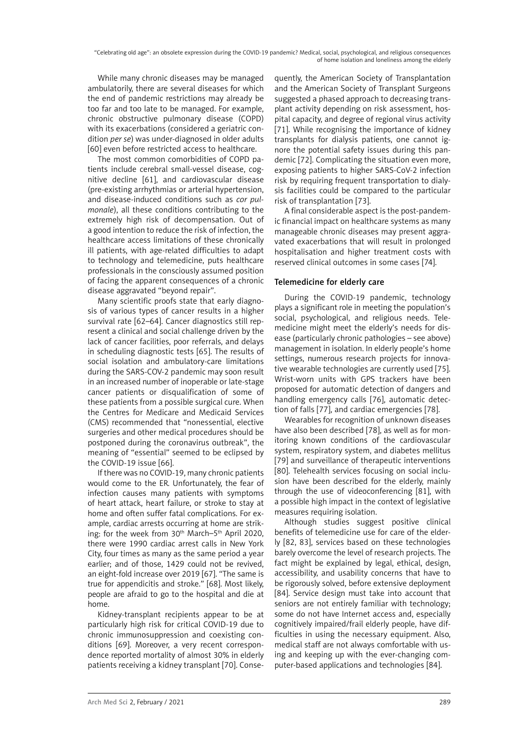While many chronic diseases may be managed ambulatorily, there are several diseases for which the end of pandemic restrictions may already be too far and too late to be managed. For example, chronic obstructive pulmonary disease (COPD) with its exacerbations (considered a geriatric condition *per se*) was under-diagnosed in older adults [60] even before restricted access to healthcare.

The most common comorbidities of COPD patients include cerebral small-vessel disease, cognitive decline [61], and cardiovascular disease (pre-existing arrhythmias or arterial hypertension, and disease-induced conditions such as *cor pulmonale*), all these conditions contributing to the extremely high risk of decompensation. Out of a good intention to reduce the risk of infection, the healthcare access limitations of these chronically ill patients, with age-related difficulties to adapt to technology and telemedicine, puts healthcare professionals in the consciously assumed position of facing the apparent consequences of a chronic disease aggravated "beyond repair".

Many scientific proofs state that early diagnosis of various types of cancer results in a higher survival rate [62–64]. Cancer diagnostics still represent a clinical and social challenge driven by the lack of cancer facilities, poor referrals, and delays in scheduling diagnostic tests [65]. The results of social isolation and ambulatory-care limitations during the SARS-COV-2 pandemic may soon result in an increased number of inoperable or late-stage cancer patients or disqualification of some of these patients from a possible surgical cure. When the Centres for Medicare and Medicaid Services (CMS) recommended that "nonessential, elective surgeries and other medical procedures should be postponed during the coronavirus outbreak", the meaning of "essential" seemed to be eclipsed by the COVID-19 issue [66].

If there was no COVID-19, many chronic patients would come to the ER. Unfortunately, the fear of infection causes many patients with symptoms of heart attack, heart failure, or stroke to stay at home and often suffer fatal complications. For example, cardiac arrests occurring at home are striking: for the week from 30th March–5th April 2020, there were 1990 cardiac arrest calls in New York City, four times as many as the same period a year earlier; and of those, 1429 could not be revived, an eight-fold increase over 2019 [67]. "The same is true for appendicitis and stroke." [68]. Most likely, people are afraid to go to the hospital and die at home.

Kidney-transplant recipients appear to be at particularly high risk for critical COVID-19 due to chronic immunosuppression and coexisting conditions [69]. Moreover, a very recent correspondence reported mortality of almost 30% in elderly patients receiving a kidney transplant [70]. Consequently, the American Society of Transplantation and the American Society of Transplant Surgeons suggested a phased approach to decreasing transplant activity depending on risk assessment, hospital capacity, and degree of regional virus activity [71]. While recognising the importance of kidney transplants for dialysis patients, one cannot ignore the potential safety issues during this pandemic [72]. Complicating the situation even more, exposing patients to higher SARS-CoV-2 infection risk by requiring frequent transportation to dialysis facilities could be compared to the particular risk of transplantation [73].

A final considerable aspect is the post-pandemic financial impact on healthcare systems as many manageable chronic diseases may present aggravated exacerbations that will result in prolonged hospitalisation and higher treatment costs with reserved clinical outcomes in some cases [74].

## Telemedicine for elderly care

During the COVID-19 pandemic, technology plays a significant role in meeting the population's social, psychological, and religious needs. Telemedicine might meet the elderly's needs for disease (particularly chronic pathologies – see above) management in isolation. In elderly people's home settings, numerous research projects for innovative wearable technologies are currently used [75]. Wrist-worn units with GPS trackers have been proposed for automatic detection of dangers and handling emergency calls [76], automatic detection of falls [77], and cardiac emergencies [78].

Wearables for recognition of unknown diseases have also been described [78], as well as for monitoring known conditions of the cardiovascular system, respiratory system, and diabetes mellitus [79] and surveillance of therapeutic interventions [80]. Telehealth services focusing on social inclusion have been described for the elderly, mainly through the use of videoconferencing [81], with a possible high impact in the context of legislative measures requiring isolation.

Although studies suggest positive clinical benefits of telemedicine use for care of the elderly [82, 83], services based on these technologies barely overcome the level of research projects. The fact might be explained by legal, ethical, design, accessibility, and usability concerns that have to be rigorously solved, before extensive deployment [84]. Service design must take into account that seniors are not entirely familiar with technology; some do not have Internet access and, especially cognitively impaired/frail elderly people, have difficulties in using the necessary equipment. Also, medical staff are not always comfortable with using and keeping up with the ever-changing computer-based applications and technologies [84].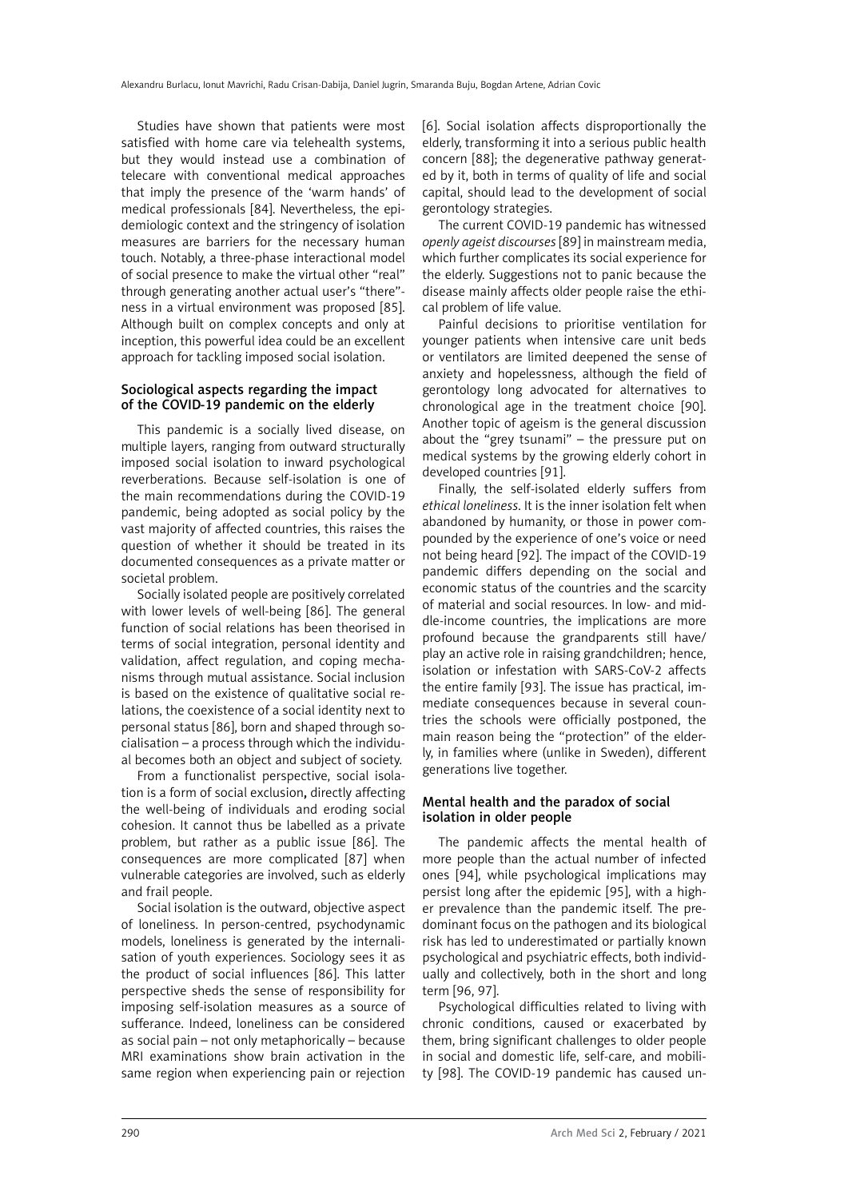Studies have shown that patients were most satisfied with home care via telehealth systems, but they would instead use a combination of telecare with conventional medical approaches that imply the presence of the 'warm hands' of medical professionals [84]. Nevertheless, the epidemiologic context and the stringency of isolation measures are barriers for the necessary human touch. Notably, a three-phase interactional model of social presence to make the virtual other "real" through generating another actual user's "there"-ness in a virtual environment was proposed [85]. Although built on complex concepts and only at inception, this powerful idea could be an excellent approach for tackling imposed social isolation.

### Sociological aspects regarding the impact of the COVID-19 pandemic on the elderly

This pandemic is a socially lived disease, on multiple layers, ranging from outward structurally imposed social isolation to inward psychological reverberations. Because self-isolation is one of the main recommendations during the COVID-19 pandemic, being adopted as social policy by the vast majority of affected countries, this raises the question of whether it should be treated in its documented consequences as a private matter or societal problem.

Socially isolated people are positively correlated with lower levels of well-being [86]. The general function of social relations has been theorised in terms of social integration, personal identity and validation, affect regulation, and coping mechanisms through mutual assistance. Social inclusion is based on the existence of qualitative social relations, the coexistence of a social identity next to personal status [86], born and shaped through socialisation – a process through which the individual becomes both an object and subject of society.

From a functionalist perspective, social isolation is a form of social exclusion**,** directly affecting the well-being of individuals and eroding social cohesion. It cannot thus be labelled as a private problem, but rather as a public issue [86]. The consequences are more complicated [87] when vulnerable categories are involved, such as elderly and frail people.

Social isolation is the outward, objective aspect of loneliness. In person-centred, psychodynamic models, loneliness is generated by the internalisation of youth experiences. Sociology sees it as the product of social influences [86]. This latter perspective sheds the sense of responsibility for imposing self-isolation measures as a source of sufferance. Indeed, loneliness can be considered as social pain – not only metaphorically – because MRI examinations show brain activation in the same region when experiencing pain or rejection [6]. Social isolation affects disproportionally the elderly, transforming it into a serious public health concern [88]; the degenerative pathway generated by it, both in terms of quality of life and social capital, should lead to the development of social gerontology strategies.

The current COVID-19 pandemic has witnessed *openly ageist discourses* [89] in mainstream media, which further complicates its social experience for the elderly. Suggestions not to panic because the disease mainly affects older people raise the ethical problem of life value.

Painful decisions to prioritise ventilation for younger patients when intensive care unit beds or ventilators are limited deepened the sense of anxiety and hopelessness, although the field of gerontology long advocated for alternatives to chronological age in the treatment choice [90]. Another topic of ageism is the general discussion about the "grey tsunami" – the pressure put on medical systems by the growing elderly cohort in developed countries [91].

Finally, the self-isolated elderly suffers from *ethical loneliness*. It is the inner isolation felt when abandoned by humanity, or those in power compounded by the experience of one's voice or need not being heard [92]. The impact of the COVID-19 pandemic differs depending on the social and economic status of the countries and the scarcity of material and social resources. In low- and middle-income countries, the implications are more profound because the grandparents still have/play an active role in raising grandchildren; hence, isolation or infestation with SARS-CoV-2 affects the entire family [93]. The issue has practical, immediate consequences because in several countries the schools were officially postponed, the main reason being the "protection" of the elderly, in families where (unlike in Sweden), different generations live together.

### Mental health and the paradox of social isolation in older people

The pandemic affects the mental health of more people than the actual number of infected ones [94], while psychological implications may persist long after the epidemic [95], with a higher prevalence than the pandemic itself. The predominant focus on the pathogen and its biological risk has led to underestimated or partially known psychological and psychiatric effects, both individually and collectively, both in the short and long term [96, 97].

Psychological difficulties related to living with chronic conditions, caused or exacerbated by them, bring significant challenges to older people in social and domestic life, self-care, and mobility [98]. The COVID-19 pandemic has caused un-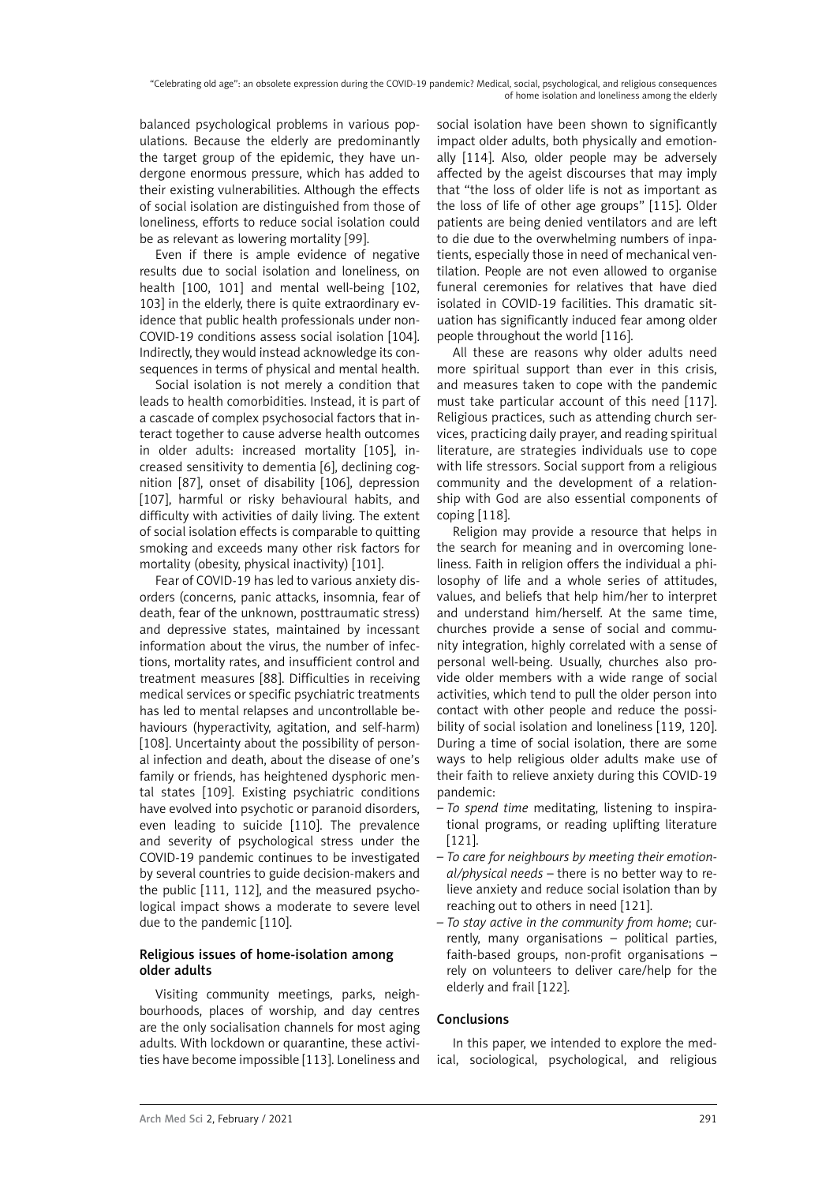balanced psychological problems in various populations. Because the elderly are predominantly the target group of the epidemic, they have undergone enormous pressure, which has added to their existing vulnerabilities. Although the effects of social isolation are distinguished from those of loneliness, efforts to reduce social isolation could be as relevant as lowering mortality [99].

Even if there is ample evidence of negative results due to social isolation and loneliness, on health [100, 101] and mental well-being [102, 103] in the elderly, there is quite extraordinary evidence that public health professionals under non-COVID-19 conditions assess social isolation [104]. Indirectly, they would instead acknowledge its consequences in terms of physical and mental health.

Social isolation is not merely a condition that leads to health comorbidities. Instead, it is part of a cascade of complex psychosocial factors that interact together to cause adverse health outcomes in older adults: increased mortality [105], increased sensitivity to dementia [6], declining cognition [87], onset of disability [106], depression [107], harmful or risky behavioural habits, and difficulty with activities of daily living. The extent of social isolation effects is comparable to quitting smoking and exceeds many other risk factors for mortality (obesity, physical inactivity) [101].

Fear of COVID-19 has led to various anxiety disorders (concerns, panic attacks, insomnia, fear of death, fear of the unknown, posttraumatic stress) and depressive states, maintained by incessant information about the virus, the number of infections, mortality rates, and insufficient control and treatment measures [88]. Difficulties in receiving medical services or specific psychiatric treatments has led to mental relapses and uncontrollable behaviours (hyperactivity, agitation, and self-harm) [108]. Uncertainty about the possibility of personal infection and death, about the disease of one's family or friends, has heightened dysphoric mental states [109]. Existing psychiatric conditions have evolved into psychotic or paranoid disorders, even leading to suicide [110]. The prevalence and severity of psychological stress under the COVID-19 pandemic continues to be investigated by several countries to guide decision-makers and the public [111, 112], and the measured psychological impact shows a moderate to severe level due to the pandemic [110].

## Religious issues of home-isolation among older adults

Visiting community meetings, parks, neighbourhoods, places of worship, and day centres are the only socialisation channels for most aging adults. With lockdown or quarantine, these activities have become impossible [113]. Loneliness and social isolation have been shown to significantly impact older adults, both physically and emotionally [114]. Also, older people may be adversely affected by the ageist discourses that may imply that "the loss of older life is not as important as the loss of life of other age groups" [115]. Older patients are being denied ventilators and are left to die due to the overwhelming numbers of inpatients, especially those in need of mechanical ventilation. People are not even allowed to organise funeral ceremonies for relatives that have died isolated in COVID-19 facilities. This dramatic situation has significantly induced fear among older people throughout the world [116].

All these are reasons why older adults need more spiritual support than ever in this crisis, and measures taken to cope with the pandemic must take particular account of this need [117]. Religious practices, such as attending church services, practicing daily prayer, and reading spiritual literature, are strategies individuals use to cope with life stressors. Social support from a religious community and the development of a relationship with God are also essential components of coping [118].

Religion may provide a resource that helps in the search for meaning and in overcoming loneliness. Faith in religion offers the individual a philosophy of life and a whole series of attitudes, values, and beliefs that help him/her to interpret and understand him/herself. At the same time, churches provide a sense of social and community integration, highly correlated with a sense of personal well-being. Usually, churches also provide older members with a wide range of social activities, which tend to pull the older person into contact with other people and reduce the possibility of social isolation and loneliness [119, 120]. During a time of social isolation, there are some ways to help religious older adults make use of their faith to relieve anxiety during this COVID-19 pandemic:

- *To spend time* meditating, listening to inspirational programs, or reading uplifting literature [121].
- *To care for neighbours by meeting their emotional/physical needs* – there is no better way to relieve anxiety and reduce social isolation than by reaching out to others in need [121].
- *To stay active in the community from home*; currently, many organisations – political parties, faith-based groups, non-profit organisations – rely on volunteers to deliver care/help for the elderly and frail [122].

## Conclusions

In this paper, we intended to explore the medical, sociological, psychological, and religious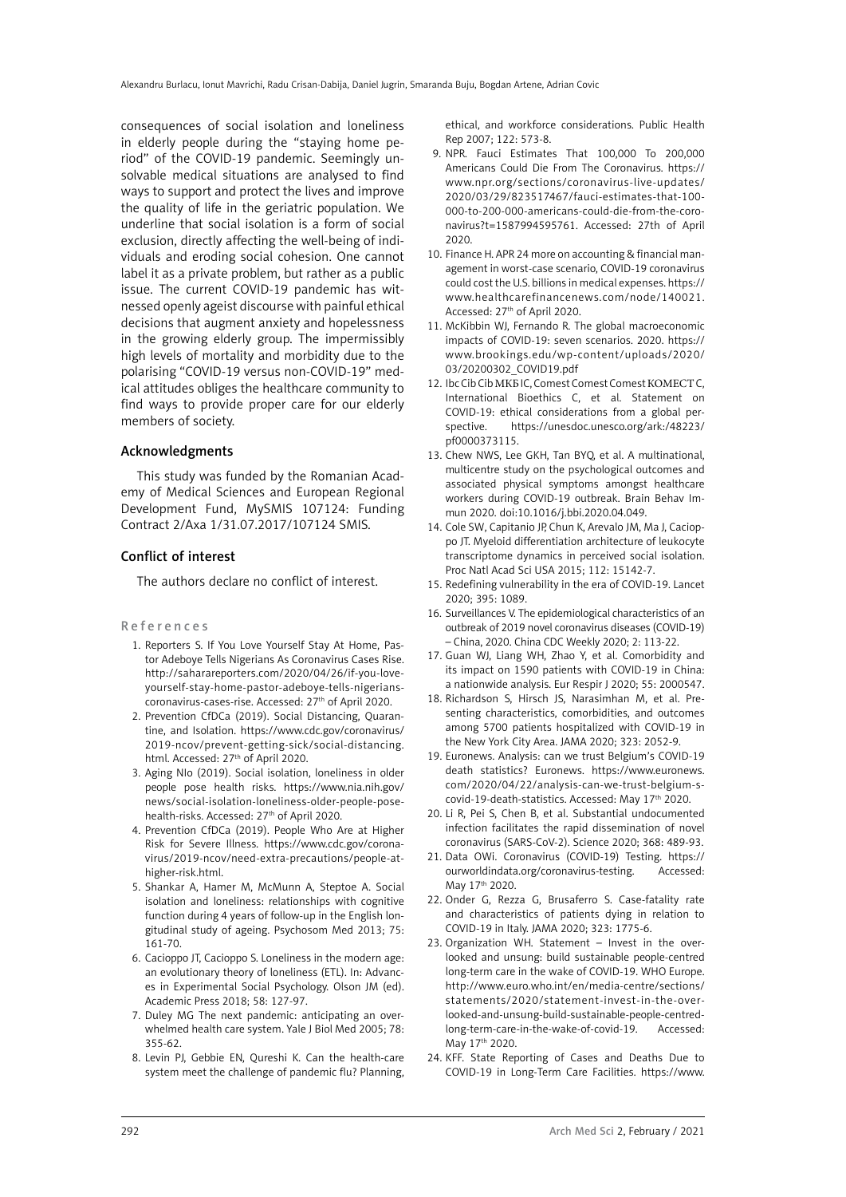consequences of social isolation and loneliness in elderly people during the "staying home period" of the COVID-19 pandemic. Seemingly unsolvable medical situations are analysed to find ways to support and protect the lives and improve the quality of life in the geriatric population. We underline that social isolation is a form of social exclusion, directly affecting the well-being of individuals and eroding social cohesion. One cannot label it as a private problem, but rather as a public issue. The current COVID-19 pandemic has witnessed openly ageist discourse with painful ethical decisions that augment anxiety and hopelessness in the growing elderly group. The impermissibly high levels of mortality and morbidity due to the polarising "COVID-19 versus non-COVID-19" medical attitudes obliges the healthcare community to find ways to provide proper care for our elderly members of society.

## Acknowledgments

This study was funded by the Romanian Academy of Medical Sciences and European Regional Development Fund, MySMIS 107124: Funding Contract 2/Axa 1/31.07.2017/107124 SMIS.

## Conflict of interest

The authors declare no conflict of interest.

## References

1. Reporters S. If You Love Yourself Stay At Home, Pastor Adeboye Tells Nigerians As Coronavirus Cases Rise. http://saharareporters.com/2020/04/26/if-you-love-yourself-stay-home-pastor-adeboye-tells-nigerians-coronavirus-cases-rise. Accessed: 27th of April 2020.
2. Prevention CfDCa (2019). Social Distancing, Quarantine, and Isolation. https://www.cdc.gov/coronavirus/2019-ncov/prevent-getting-sick/social-distancing.html. Accessed: 27th of April 2020.
3. Aging NIo (2019). Social isolation, loneliness in older people pose health risks. https://www.nia.nih.gov/news/social-isolation-loneliness-older-people-pose-health-risks. Accessed: 27th of April 2020.
4. Prevention CfDCa (2019). People Who Are at Higher Risk for Severe Illness. https://www.cdc.gov/coronavirus/2019-ncov/need-extra-precautions/people-at-higher-risk.html.
5. Shankar A, Hamer M, McMunn A, Steptoe A. Social isolation and loneliness: relationships with cognitive function during 4 years of follow-up in the English longitudinal study of ageing. Psychosom Med 2013; 75: 161-70.
6. Cacioppo JT, Cacioppo S. Loneliness in the modern age: an evolutionary theory of loneliness (ETL). In: Advances in Experimental Social Psychology. Olson JM (ed). Academic Press 2018; 58: 127-97.
7. Duley MG The next pandemic: anticipating an overwhelmed health care system. Yale J Biol Med 2005; 78: 355-62.
8. Levin PJ, Gebbie EN, Qureshi K. Can the health-care system meet the challenge of pandemic flu? Planning, ethical, and workforce considerations. Public Health Rep 2007; 122: 573-8.
9. NPR. Fauci Estimates That 100,000 To 200,000 Americans Could Die From The Coronavirus. https://www.npr.org/sections/coronavirus-live-updates/2020/03/29/823517467/fauci-estimates-that-100-000-to-200-000-americans-could-die-from-the-coronavirus?t=1587994595761. Accessed: 27th of April 2020.
10. Finance H. APR 24 more on accounting & financial management in worst-case scenario, COVID-19 coronavirus could cost the U.S. billions in medical expenses. https://www.healthcarefinancenews.com/node/140021. Accessed: 27th of April 2020.
11. McKibbin WJ, Fernando R. The global macroeconomic impacts of COVID-19: seven scenarios. 2020. https://www.brookings.edu/wp-content/uploads/2020/03/20200302_COVID19.pdf
12. Ibc Cib Cib МКБ IC, Comest Comest Comest КОМЕСТ C, International Bioethics C, et al. Statement on COVID-19: ethical considerations from a global perspective. https://unesdoc.unesco.org/ark:/48223/pf0000373115.
13. Chew NWS, Lee GKH, Tan BYQ, et al. A multinational, multicentre study on the psychological outcomes and associated physical symptoms amongst healthcare workers during COVID-19 outbreak. Brain Behav Immun 2020. doi:10.1016/j.bbi.2020.04.049.
14. Cole SW, Capitanio JP, Chun K, Arevalo JM, Ma J, Cacioppo JT. Myeloid differentiation architecture of leukocyte transcriptome dynamics in perceived social isolation. Proc Natl Acad Sci USA 2015; 112: 15142-7.
15. Redefining vulnerability in the era of COVID-19. Lancet 2020; 395: 1089.
16. Surveillances V. The epidemiological characteristics of an outbreak of 2019 novel coronavirus diseases (COVID-19) – China, 2020. China CDC Weekly 2020; 2: 113-22.
17. Guan WJ, Liang WH, Zhao Y, et al. Comorbidity and its impact on 1590 patients with COVID-19 in China: a nationwide analysis. Eur Respir J 2020; 55: 2000547.
18. Richardson S, Hirsch JS, Narasimhan M, et al. Presenting characteristics, comorbidities, and outcomes among 5700 patients hospitalized with COVID-19 in the New York City Area. JAMA 2020; 323: 2052-9.
19. Euronews. Analysis: can we trust Belgium's COVID-19 death statistics? Euronews. https://www.euronews.com/2020/04/22/analysis-can-we-trust-belgium-s-covid-19-death-statistics. Accessed: May 17th 2020.
20. Li R, Pei S, Chen B, et al. Substantial undocumented infection facilitates the rapid dissemination of novel coronavirus (SARS-CoV-2). Science 2020; 368: 489-93.
21. Data OWi. Coronavirus (COVID-19) Testing. https://ourworldindata.org/coronavirus-testing. Accessed: May 17th 2020.
22. Onder G, Rezza G, Brusaferro S. Case-fatality rate and characteristics of patients dying in relation to COVID-19 in Italy. JAMA 2020; 323: 1775-6.
23. Organization WH. Statement – Invest in the overlooked and unsung: build sustainable people-centred long-term care in the wake of COVID-19. WHO Europe. http://www.euro.who.int/en/media-centre/sections/statements/2020/statement-invest-in-the-overlooked-and-unsung-build-sustainable-people-centred-long-term-care-in-the-wake-of-covid-19. Accessed: May 17th 2020.
24. KFF. State Reporting of Cases and Deaths Due to COVID-19 in Long-Term Care Facilities. https://www.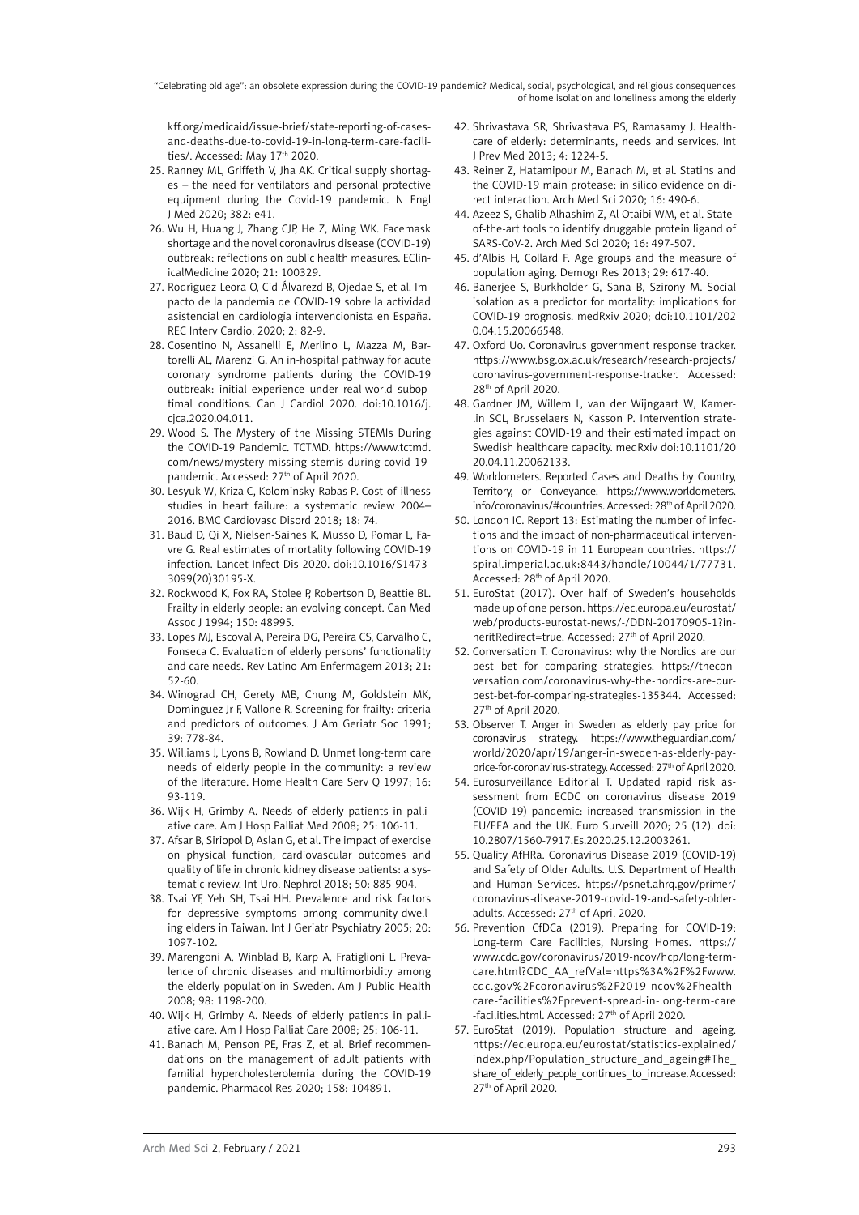kff.org/medicaid/issue-brief/state-reporting-of-cases-and-deaths-due-to-covid-19-in-long-term-care-facilities/. Accessed: May 17th 2020.

25. Ranney ML, Griffeth V, Jha AK. Critical supply shortages – the need for ventilators and personal protective equipment during the Covid-19 pandemic. N Engl J Med 2020; 382: e41.
26. Wu H, Huang J, Zhang CJP, He Z, Ming WK. Facemask shortage and the novel coronavirus disease (COVID-19) outbreak: reflections on public health measures. EClinicalMedicine 2020; 21: 100329.
27. Rodríguez-Leora O, Cid-Álvarezd B, Ojedae S, et al. Impacto de la pandemia de COVID-19 sobre la actividad asistencial en cardiología intervencionista en España. REC Interv Cardiol 2020; 2: 82-9.
28. Cosentino N, Assanelli E, Merlino L, Mazza M, Bartorelli AL, Marenzi G. An in-hospital pathway for acute coronary syndrome patients during the COVID-19 outbreak: initial experience under real-world suboptimal conditions. Can J Cardiol 2020. doi:10.1016/j.cjca.2020.04.011.
29. Wood S. The Mystery of the Missing STEMIs During the COVID-19 Pandemic. TCTMD. https://www.tctmd.com/news/mystery-missing-stemis-during-covid-19-pandemic. Accessed: 27th of April 2020.
30. Lesyuk W, Kriza C, Kolominsky-Rabas P. Cost-of-illness studies in heart failure: a systematic review 2004–2016. BMC Cardiovasc Disord 2018; 18: 74.
31. Baud D, Qi X, Nielsen-Saines K, Musso D, Pomar L, Favre G. Real estimates of mortality following COVID-19 infection. Lancet Infect Dis 2020. doi:10.1016/S1473-3099(20)30195-X.
32. Rockwood K, Fox RA, Stolee P, Robertson D, Beattie BL. Frailty in elderly people: an evolving concept. Can Med Assoc J 1994; 150: 48995.
33. Lopes MJ, Escoval A, Pereira DG, Pereira CS, Carvalho C, Fonseca C. Evaluation of elderly persons' functionality and care needs. Rev Latino-Am Enfermagem 2013; 21: 52-60.
34. Winograd CH, Gerety MB, Chung M, Goldstein MK, Dominguez Jr F, Vallone R. Screening for frailty: criteria and predictors of outcomes. J Am Geriatr Soc 1991; 39: 778-84.
35. Williams J, Lyons B, Rowland D. Unmet long-term care needs of elderly people in the community: a review of the literature. Home Health Care Serv Q 1997; 16: 93-119.
36. Wijk H, Grimby A. Needs of elderly patients in palliative care. Am J Hosp Palliat Med 2008; 25: 106-11.
37. Afsar B, Siriopol D, Aslan G, et al. The impact of exercise on physical function, cardiovascular outcomes and quality of life in chronic kidney disease patients: a systematic review. Int Urol Nephrol 2018; 50: 885-904.
38. Tsai YF, Yeh SH, Tsai HH. Prevalence and risk factors for depressive symptoms among community-dwelling elders in Taiwan. Int J Geriatr Psychiatry 2005; 20: 1097-102.
39. Marengoni A, Winblad B, Karp A, Fratiglioni L. Prevalence of chronic diseases and multimorbidity among the elderly population in Sweden. Am J Public Health 2008; 98: 1198-200.
40. Wijk H, Grimby A. Needs of elderly patients in palliative care. Am J Hosp Palliat Care 2008; 25: 106-11.
41. Banach M, Penson PE, Fras Z, et al. Brief recommendations on the management of adult patients with familial hypercholesterolemia during the COVID-19 pandemic. Pharmacol Res 2020; 158: 104891.
42. Shrivastava SR, Shrivastava PS, Ramasamy J. Healthcare of elderly: determinants, needs and services. Int J Prev Med 2013; 4: 1224-5.
43. Reiner Z, Hatamipour M, Banach M, et al. Statins and the COVID-19 main protease: in silico evidence on direct interaction. Arch Med Sci 2020; 16: 490-6.
44. Azeez S, Ghalib Alhashim Z, Al Otaibi WM, et al. State-of-the-art tools to identify druggable protein ligand of SARS-CoV-2. Arch Med Sci 2020; 16: 497-507.
45. d'Albis H, Collard F. Age groups and the measure of population aging. Demogr Res 2013; 29: 617-40.
46. Banerjee S, Burkholder G, Sana B, Szirony M. Social isolation as a predictor for mortality: implications for COVID-19 prognosis. medRxiv 2020; doi:10.1101/2020.04.15.20066548.
47. Oxford Uo. Coronavirus government response tracker. https://www.bsg.ox.ac.uk/research/research-projects/coronavirus-government-response-tracker. Accessed: 28th of April 2020.
48. Gardner JM, Willem L, van der Wijngaart W, Kamerlin SCL, Brusselaers N, Kasson P. Intervention strategies against COVID-19 and their estimated impact on Swedish healthcare capacity. medRxiv doi:10.1101/2020.04.11.20062133.
49. Worldometers. Reported Cases and Deaths by Country, Territory, or Conveyance. https://www.worldometers.info/coronavirus/#countries. Accessed: 28th of April 2020.
50. London IC. Report 13: Estimating the number of infections and the impact of non-pharmaceutical interventions on COVID-19 in 11 European countries. https://spiral.imperial.ac.uk:8443/handle/10044/1/77731. Accessed: 28th of April 2020.
51. EuroStat (2017). Over half of Sweden's households made up of one person. https://ec.europa.eu/eurostat/web/products-eurostat-news/-/DDN-20170905-1?inheritRedirect=true. Accessed: 27th of April 2020.
52. Conversation T. Coronavirus: why the Nordics are our best bet for comparing strategies. https://theconversation.com/coronavirus-why-the-nordics-are-our-best-bet-for-comparing-strategies-135344. Accessed: 27th of April 2020.
53. Observer T. Anger in Sweden as elderly pay price for coronavirus strategy. https://www.theguardian.com/world/2020/apr/19/anger-in-sweden-as-elderly-pay-price-for-coronavirus-strategy. Accessed: 27th of April 2020.
54. Eurosurveillance Editorial T. Updated rapid risk assessment from ECDC on coronavirus disease 2019 (COVID-19) pandemic: increased transmission in the EU/EEA and the UK. Euro Surveill 2020; 25 (12). doi: 10.2807/1560-7917.Es.2020.25.12.2003261.
55. Quality AfHRa. Coronavirus Disease 2019 (COVID-19) and Safety of Older Adults. U.S. Department of Health and Human Services. https://psnet.ahrq.gov/primer/coronavirus-disease-2019-covid-19-and-safety-older-adults. Accessed: 27th of April 2020.
56. Prevention CfDCa (2019). Preparing for COVID-19: Long-term Care Facilities, Nursing Homes. https://www.cdc.gov/coronavirus/2019-ncov/hcp/long-term-care.html?CDC_AA_refVal=https%3A%2F%2Fwww.cdc.gov%2Fcoronavirus%2F2019-ncov%2Fhealthcare-facilities%2Fprevent-spread-in-long-term-care-facilities.html. Accessed: 27th of April 2020.
57. EuroStat (2019). Population structure and ageing. https://ec.europa.eu/eurostat/statistics-explained/index.php/Population_structure_and_ageing#The_share_of_elderly_people_continues_to_increase. Accessed: 27th of April 2020.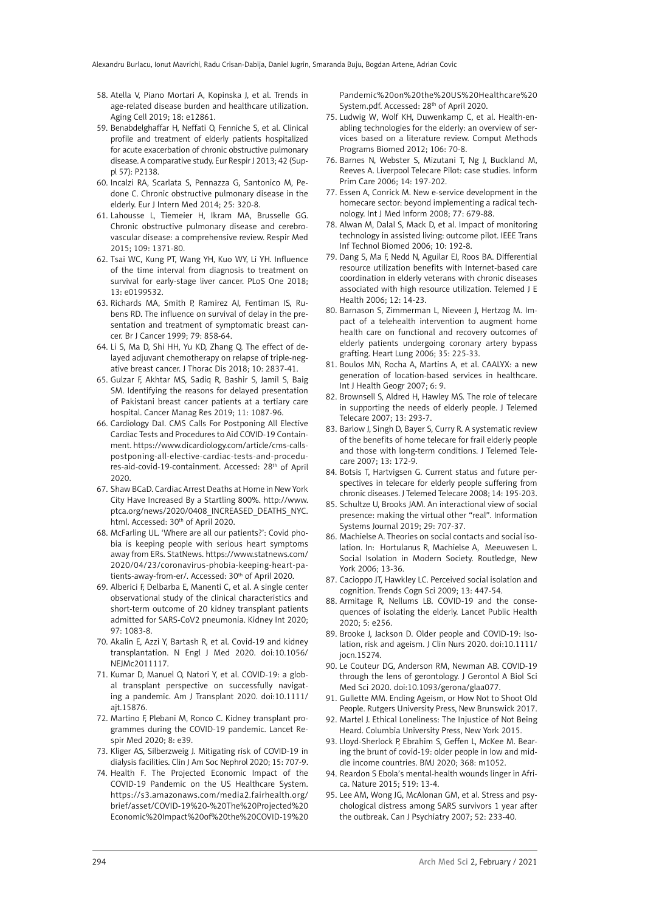58. Atella V, Piano Mortari A, Kopinska J, et al. Trends in age-related disease burden and healthcare utilization. Aging Cell 2019; 18: e12861.
59. Benabdelghaffar H, Neffati O, Fenniche S, et al. Clinical profile and treatment of elderly patients hospitalized for acute exacerbation of chronic obstructive pulmonary disease. A comparative study. Eur Respir J 2013; 42 (Suppl 57): P2138.
60. Incalzi RA, Scarlata S, Pennazza G, Santonico M, Pedone C. Chronic obstructive pulmonary disease in the elderly. Eur J Intern Med 2014; 25: 320-8.
61. Lahousse L, Tiemeier H, Ikram MA, Brusselle GG. Chronic obstructive pulmonary disease and cerebrovascular disease: a comprehensive review. Respir Med 2015; 109: 1371-80.
62. Tsai WC, Kung PT, Wang YH, Kuo WY, Li YH. Influence of the time interval from diagnosis to treatment on survival for early-stage liver cancer. PLoS One 2018; 13: e0199532.
63. Richards MA, Smith P, Ramirez AJ, Fentiman IS, Rubens RD. The influence on survival of delay in the presentation and treatment of symptomatic breast cancer. Br J Cancer 1999; 79: 858-64.
64. Li S, Ma D, Shi HH, Yu KD, Zhang Q. The effect of delayed adjuvant chemotherapy on relapse of triple-negative breast cancer. J Thorac Dis 2018; 10: 2837-41.
65. Gulzar F, Akhtar MS, Sadiq R, Bashir S, Jamil S, Baig SM. Identifying the reasons for delayed presentation of Pakistani breast cancer patients at a tertiary care hospital. Cancer Manag Res 2019; 11: 1087-96.
66. Cardiology DaI. CMS Calls For Postponing All Elective Cardiac Tests and Procedures to Aid COVID-19 Containment. https://www.dicardiology.com/article/cms-calls-postponing-all-elective-cardiac-tests-and-procedures-aid-covid-19-containment. Accessed: 28th of April 2020.
67. Shaw BCaD. Cardiac Arrest Deaths at Home in New York City Have Increased By a Startling 800%. http://www.ptca.org/news/2020/0408_INCREASED_DEATHS_NYC.html. Accessed: 30th of April 2020.
68. McFarling UL. 'Where are all our patients?': Covid phobia is keeping people with serious heart symptoms away from ERs. StatNews. https://www.statnews.com/2020/04/23/coronavirus-phobia-keeping-heart-patients-away-from-er/. Accessed: 30th of April 2020.
69. Alberici F, Delbarba E, Manenti C, et al. A single center observational study of the clinical characteristics and short-term outcome of 20 kidney transplant patients admitted for SARS-CoV2 pneumonia. Kidney Int 2020; 97: 1083-8.
70. Akalin E, Azzi Y, Bartash R, et al. Covid-19 and kidney transplantation. N Engl J Med 2020. doi:10.1056/NEJMc2011117.
71. Kumar D, Manuel O, Natori Y, et al. COVID-19: a global transplant perspective on successfully navigating a pandemic. Am J Transplant 2020. doi:10.1111/ajt.15876.
72. Martino F, Plebani M, Ronco C. Kidney transplant programmes during the COVID-19 pandemic. Lancet Respir Med 2020; 8: e39.
73. Kliger AS, Silberzweig J. Mitigating risk of COVID-19 in dialysis facilities. Clin J Am Soc Nephrol 2020; 15: 707-9.
74. Health F. The Projected Economic Impact of the COVID-19 Pandemic on the US Healthcare System. https://s3.amazonaws.com/media2.fairhealth.org/brief/asset/COVID-19%20-%20The%20Projected%20Economic%20Impact%20of%20the%20COVID-19%20Pandemic%20on%20the%20US%20Healthcare%20System.pdf. Accessed: 28th of April 2020.
75. Ludwig W, Wolf KH, Duwenkamp C, et al. Health-enabling technologies for the elderly: an overview of services based on a literature review. Comput Methods Programs Biomed 2012; 106: 70-8.
76. Barnes N, Webster S, Mizutani T, Ng J, Buckland M, Reeves A. Liverpool Telecare Pilot: case studies. Inform Prim Care 2006; 14: 197-202.
77. Essen A, Conrick M. New e-service development in the homecare sector: beyond implementing a radical technology. Int J Med Inform 2008; 77: 679-88.
78. Alwan M, Dalal S, Mack D, et al. Impact of monitoring technology in assisted living: outcome pilot. IEEE Trans Inf Technol Biomed 2006; 10: 192-8.
79. Dang S, Ma F, Nedd N, Aguilar EJ, Roos BA. Differential resource utilization benefits with Internet-based care coordination in elderly veterans with chronic diseases associated with high resource utilization. Telemed J E Health 2006; 12: 14-23.
80. Barnason S, Zimmerman L, Nieveen J, Hertzog M. Impact of a telehealth intervention to augment home health care on functional and recovery outcomes of elderly patients undergoing coronary artery bypass grafting. Heart Lung 2006; 35: 225-33.
81. Boulos MN, Rocha A, Martins A, et al. CAALYX: a new generation of location-based services in healthcare. Int J Health Geogr 2007; 6: 9.
82. Brownsell S, Aldred H, Hawley MS. The role of telecare in supporting the needs of elderly people. J Telemed Telecare 2007; 13: 293-7.
83. Barlow J, Singh D, Bayer S, Curry R. A systematic review of the benefits of home telecare for frail elderly people and those with long-term conditions. J Telemed Telecare 2007; 13: 172-9.
84. Botsis T, Hartvigsen G. Current status and future perspectives in telecare for elderly people suffering from chronic diseases. J Telemed Telecare 2008; 14: 195-203.
85. Schultze U, Brooks JAM. An interactional view of social presence: making the virtual other "real". Information Systems Journal 2019; 29: 707-37.
86. Machielse A. Theories on social contacts and social isolation. In: Hortulanus R, Machielse A, Meeuwesen L. Social Isolation in Modern Society. Routledge, New York 2006; 13-36.
87. Cacioppo JT, Hawkley LC. Perceived social isolation and cognition. Trends Cogn Sci 2009; 13: 447-54.
88. Armitage R, Nellums LB. COVID-19 and the consequences of isolating the elderly. Lancet Public Health 2020; 5: e256.
89. Brooke J, Jackson D. Older people and COVID-19: Isolation, risk and ageism. J Clin Nurs 2020. doi:10.1111/jocn.15274.
90. Le Couteur DG, Anderson RM, Newman AB. COVID-19 through the lens of gerontology. J Gerontol A Biol Sci Med Sci 2020. doi:10.1093/gerona/glaa077.
91. Gullette MM. Ending Ageism, or How Not to Shoot Old People. Rutgers University Press, New Brunswick 2017.
92. Martel J. Ethical Loneliness: The Injustice of Not Being Heard. Columbia University Press, New York 2015.
93. Lloyd-Sherlock P, Ebrahim S, Geffen L, McKee M. Bearing the brunt of covid-19: older people in low and middle income countries. BMJ 2020; 368: m1052.
94. Reardon S Ebola's mental-health wounds linger in Africa. Nature 2015; 519: 13-4.
95. Lee AM, Wong JG, McAlonan GM, et al. Stress and psychological distress among SARS survivors 1 year after the outbreak. Can J Psychiatry 2007; 52: 233-40.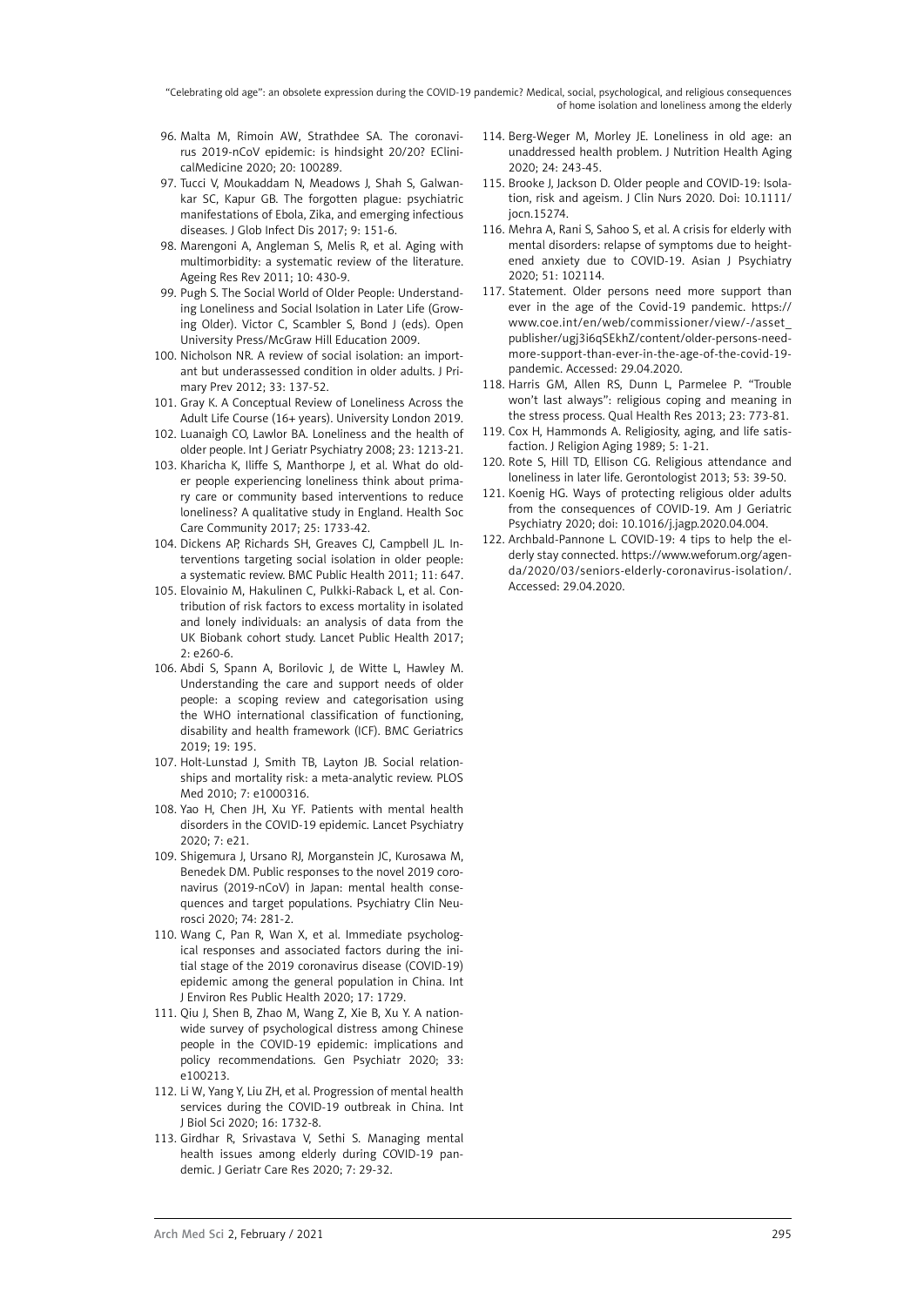96. Malta M, Rimoin AW, Strathdee SA. The coronavirus 2019-nCoV epidemic: is hindsight 20/20? EClinicalMedicine 2020; 20: 100289.
97. Tucci V, Moukaddam N, Meadows J, Shah S, Galwankar SC, Kapur GB. The forgotten plague: psychiatric manifestations of Ebola, Zika, and emerging infectious diseases. J Glob Infect Dis 2017; 9: 151-6.
98. Marengoni A, Angleman S, Melis R, et al. Aging with multimorbidity: a systematic review of the literature. Ageing Res Rev 2011; 10: 430-9.
99. Pugh S. The Social World of Older People: Understanding Loneliness and Social Isolation in Later Life (Growing Older). Victor C, Scambler S, Bond J (eds). Open University Press/McGraw Hill Education 2009.
100. Nicholson NR. A review of social isolation: an important but underassessed condition in older adults. J Primary Prev 2012; 33: 137-52.
101. Gray K. A Conceptual Review of Loneliness Across the Adult Life Course (16+ years). University London 2019.
102. Luanaigh CO, Lawlor BA. Loneliness and the health of older people. Int J Geriatr Psychiatry 2008; 23: 1213-21.
103. Kharicha K, Iliffe S, Manthorpe J, et al. What do older people experiencing loneliness think about primary care or community based interventions to reduce loneliness? A qualitative study in England. Health Soc Care Community 2017; 25: 1733-42.
104. Dickens AP, Richards SH, Greaves CJ, Campbell JL. Interventions targeting social isolation in older people: a systematic review. BMC Public Health 2011; 11: 647.
105. Elovainio M, Hakulinen C, Pulkki-Raback L, et al. Contribution of risk factors to excess mortality in isolated and lonely individuals: an analysis of data from the UK Biobank cohort study. Lancet Public Health 2017; 2: e260-6.
106. Abdi S, Spann A, Borilovic J, de Witte L, Hawley M. Understanding the care and support needs of older people: a scoping review and categorisation using the WHO international classification of functioning, disability and health framework (ICF). BMC Geriatrics 2019; 19: 195.
107. Holt-Lunstad J, Smith TB, Layton JB. Social relationships and mortality risk: a meta-analytic review. PLOS Med 2010; 7: e1000316.
108. Yao H, Chen JH, Xu YF. Patients with mental health disorders in the COVID-19 epidemic. Lancet Psychiatry 2020; 7: e21.
109. Shigemura J, Ursano RJ, Morganstein JC, Kurosawa M, Benedek DM. Public responses to the novel 2019 coronavirus (2019-nCoV) in Japan: mental health consequences and target populations. Psychiatry Clin Neurosci 2020; 74: 281-2.
110. Wang C, Pan R, Wan X, et al. Immediate psychological responses and associated factors during the initial stage of the 2019 coronavirus disease (COVID-19) epidemic among the general population in China. Int J Environ Res Public Health 2020; 17: 1729.
111. Qiu J, Shen B, Zhao M, Wang Z, Xie B, Xu Y. A nationwide survey of psychological distress among Chinese people in the COVID-19 epidemic: implications and policy recommendations. Gen Psychiatr 2020; 33: e100213.
112. Li W, Yang Y, Liu ZH, et al. Progression of mental health services during the COVID-19 outbreak in China. Int J Biol Sci 2020; 16: 1732-8.
113. Girdhar R, Srivastava V, Sethi S. Managing mental health issues among elderly during COVID-19 pandemic. J Geriatr Care Res 2020; 7: 29-32.
114. Berg-Weger M, Morley JE. Loneliness in old age: an unaddressed health problem. J Nutrition Health Aging 2020; 24: 243-45.
115. Brooke J, Jackson D. Older people and COVID-19: Isolation, risk and ageism. J Clin Nurs 2020. Doi: 10.1111/jocn.15274.
116. Mehra A, Rani S, Sahoo S, et al. A crisis for elderly with mental disorders: relapse of symptoms due to heightened anxiety due to COVID-19. Asian J Psychiatry 2020; 51: 102114.
117. Statement. Older persons need more support than ever in the age of the Covid-19 pandemic. https://www.coe.int/en/web/commissioner/view/-/asset_publisher/ugj3i6qSEkhZ/content/older-persons-need-more-support-than-ever-in-the-age-of-the-covid-19-pandemic. Accessed: 29.04.2020.
118. Harris GM, Allen RS, Dunn L, Parmelee P. "Trouble won't last always": religious coping and meaning in the stress process. Qual Health Res 2013; 23: 773-81.
119. Cox H, Hammonds A. Religiosity, aging, and life satisfaction. J Religion Aging 1989; 5: 1-21.
120. Rote S, Hill TD, Ellison CG. Religious attendance and loneliness in later life. Gerontologist 2013; 53: 39-50.
121. Koenig HG. Ways of protecting religious older adults from the consequences of COVID-19. Am J Geriatric Psychiatry 2020; doi: 10.1016/j.jagp.2020.04.004.
122. Archbald-Pannone L. COVID-19: 4 tips to help the elderly stay connected. https://www.weforum.org/agenda/2020/03/seniors-elderly-coronavirus-isolation/. Accessed: 29.04.2020.